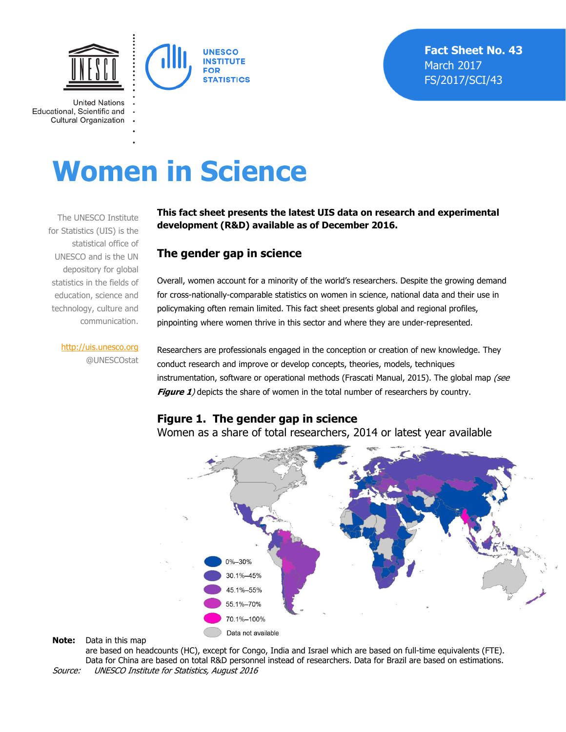# Women in Science

Fact Sheet No. 43
March 2017
FS/2017/SCI/43

The UNESCO Institute for Statistics (UIS) is the statistical office of UNESCO and is the UN depository for global statistics in the fields of education, science and technology, culture and communication.

http://uis.unesco.org
@UNESCOstat

**This fact sheet presents the latest UIS data on research and experimental development (R&D) available as of December 2016.**

## The gender gap in science

Overall, women account for a minority of the world's researchers. Despite the growing demand for cross-nationally-comparable statistics on women in science, national data and their use in policymaking often remain limited. This fact sheet presents global and regional profiles, pinpointing where women thrive in this sector and where they are under-represented.

Researchers are professionals engaged in the conception or creation of new knowledge. They conduct research and improve or develop concepts, theories, models, techniques instrumentation, software or operational methods (Frascati Manual, 2015). The global map *(see **Figure 1**)* depicts the share of women in the total number of researchers by country.

### Figure 1. The gender gap in science

Women as a share of total researchers, 2014 or latest year available

- 0%–30%
- 30.1%–45%
- 45.1%–55%
- 55.1%–70%
- 70.1%–100%
- Data not available

**Note:** Data in this map are based on headcounts (HC), except for Congo, India and Israel which are based on full-time equivalents (FTE). Data for China are based on total R&D personnel instead of researchers. Data for Brazil are based on estimations.

*Source: UNESCO Institute for Statistics, August 2016*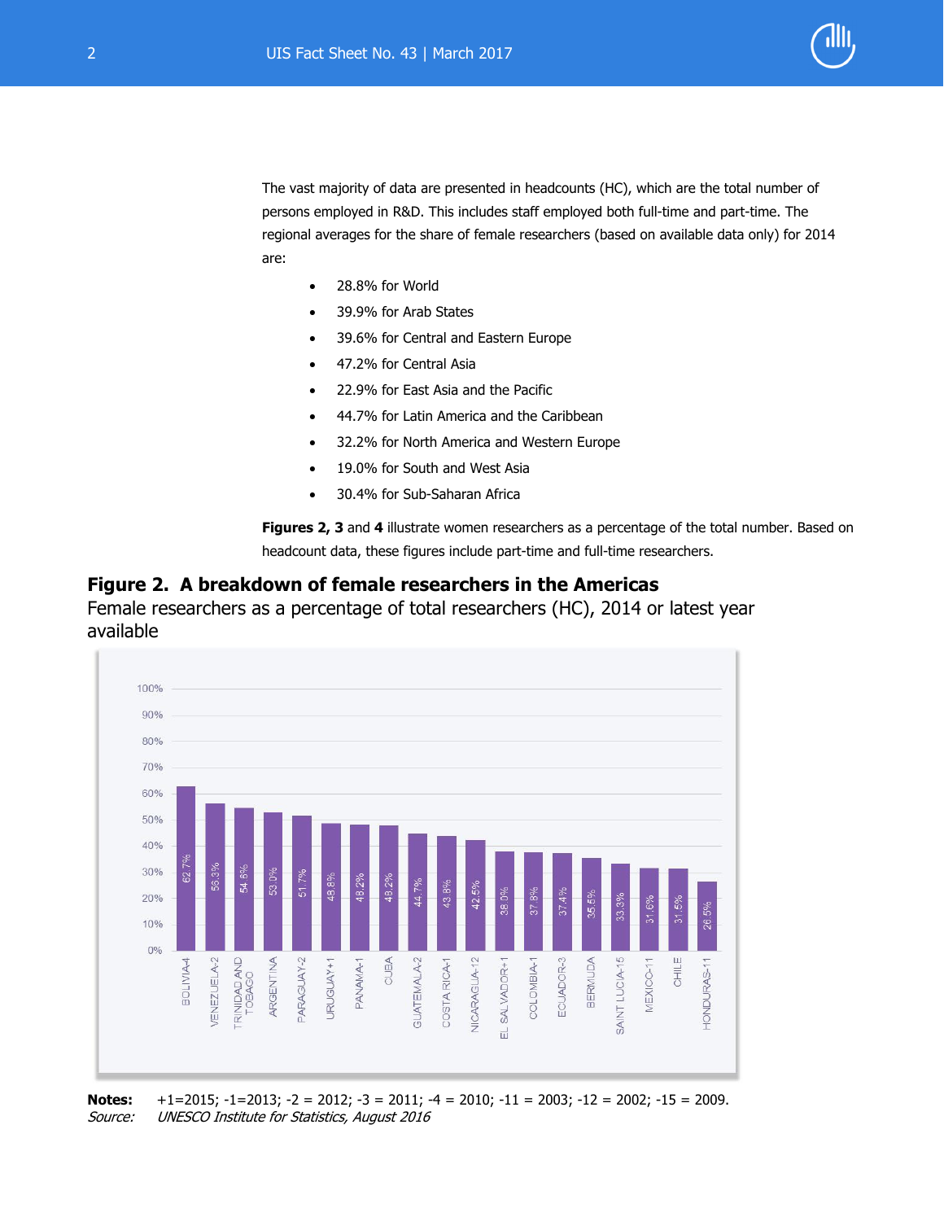The vast majority of data are presented in headcounts (HC), which are the total number of persons employed in R&D. This includes staff employed both full-time and part-time. The regional averages for the share of female researchers (based on available data only) for 2014 are:

- 28.8% for World
- 39.9% for Arab States
- 39.6% for Central and Eastern Europe
- 47.2% for Central Asia
- 22.9% for East Asia and the Pacific
- 44.7% for Latin America and the Caribbean
- 32.2% for North America and Western Europe
- 19.0% for South and West Asia
- 30.4% for Sub-Saharan Africa

**Figures 2, 3** and **4** illustrate women researchers as a percentage of the total number. Based on headcount data, these figures include part-time and full-time researchers.

## Figure 2. A breakdown of female researchers in the Americas

Female researchers as a percentage of total researchers (HC), 2014 or latest year available

| Country | Female researchers (%) |
| --- | --- |
| BOLIVIA-4 | 62.7% |
| VENEZUELA-2 | 56.3% |
| TRINIDAD AND TOBAGO | 54.6% |
| ARGENTINA | 53.0% |
| PARAGUAY-2 | 51.7% |
| URUGUAY+1 | 48.8% |
| PANAMA-1 | 48.2% |
| CUBA | 48.2% |
| GUATEMALA-2 | 44.7% |
| COSTA RICA-1 | 43.8% |
| NICARAGUA-12 | 42.5% |
| EL SALVADOR+1 | 38.0% |
| COLOMBIA-1 | 37.8% |
| ECUADOR-3 | 37.4% |
| BERMUDA | 35.5% |
| SAINT LUCIA-15 | 33.3% |
| MEXICO-11 | 31.6% |
| CHILE | 31.5% |
| HONDURAS-11 | 26.5% |

**Notes:** +1=2015; -1=2013; -2 = 2012; -3 = 2011; -4 = 2010; -11 = 2003; -12 = 2002; -15 = 2009.
*Source: UNESCO Institute for Statistics, August 2016*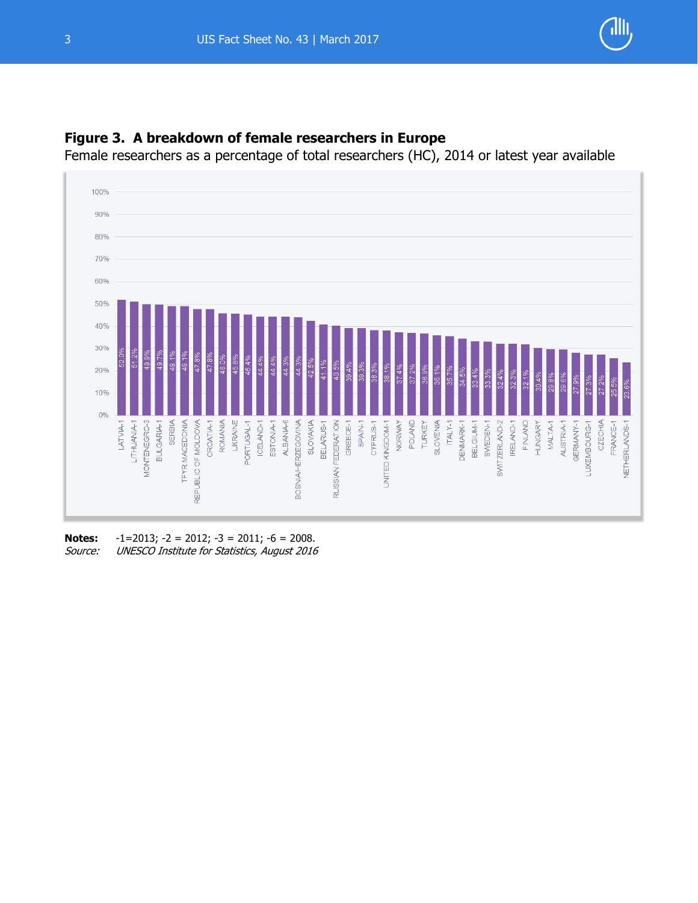**Figure 3. A breakdown of female researchers in Europe**

Female researchers as a percentage of total researchers (HC), 2014 or latest year available

| Country | Female researchers (%) |
|---|---|
| LATVIA-1 | 52.0% |
| LITHUANIA-1 | 51.2% |
| MONTENEGRO-3 | 49.9% |
| BULGARIA-1 | 49.7% |
| SERBIA | 49.1% |
| TFYR MACEDONIA | 49.1% |
| REPUBLIC OF MOLDOVA | 47.8% |
| CROATIA-1 | 47.8% |
| ROMANIA | 46.0% |
| UKRAINE | 45.8% |
| PORTUGAL-1 | 45.4% |
| ICELAND-1 | 44.4% |
| ESTONIA-1 | 44.4% |
| ALBANIA-6 | 44.3% |
| BOSNIA/HERZEGOVINA | 44.3% |
| SLOVAKIA | 42.5% |
| BELARUS-1 | 41.1% |
| RUSSIAN FEDERATION | 40.5% |
| GREECE-1 | 39.4% |
| SPAIN-1 | 39.3% |
| CYPRUS-1 | 38.3% |
| UNITED KINGDOM-1 | 38.1% |
| NORWAY | 37.4% |
| POLAND | 37.2% |
| TURKEY | 36.9% |
| SLOVENIA | 36.1% |
| ITALY-1 | 35.7% |
| DENMARK-1 | 34.5% |
| BELGIUM-1 | 33.4% |
| SWEDEN-1 | 33.3% |
| SWITZERLAND-2 | 32.4% |
| IRELAND-1 | 32.3% |
| FINLAND | 32.1% |
| HUNGARY | 30.4% |
| MALTA-1 | 29.8% |
| AUSTRIA-1 | 29.6% |
| GERMANY-1 | 27.9% |
| LUXEMBOURG-1 | 27.3% |
| CZECHIA | 27.2% |
| FRANCE-1 | 25.5% |
| NETHERLANDS-1 | 23.6% |

**Notes:** -1=2013; -2 = 2012; -3 = 2011; -6 = 2008.
*Source: UNESCO Institute for Statistics, August 2016*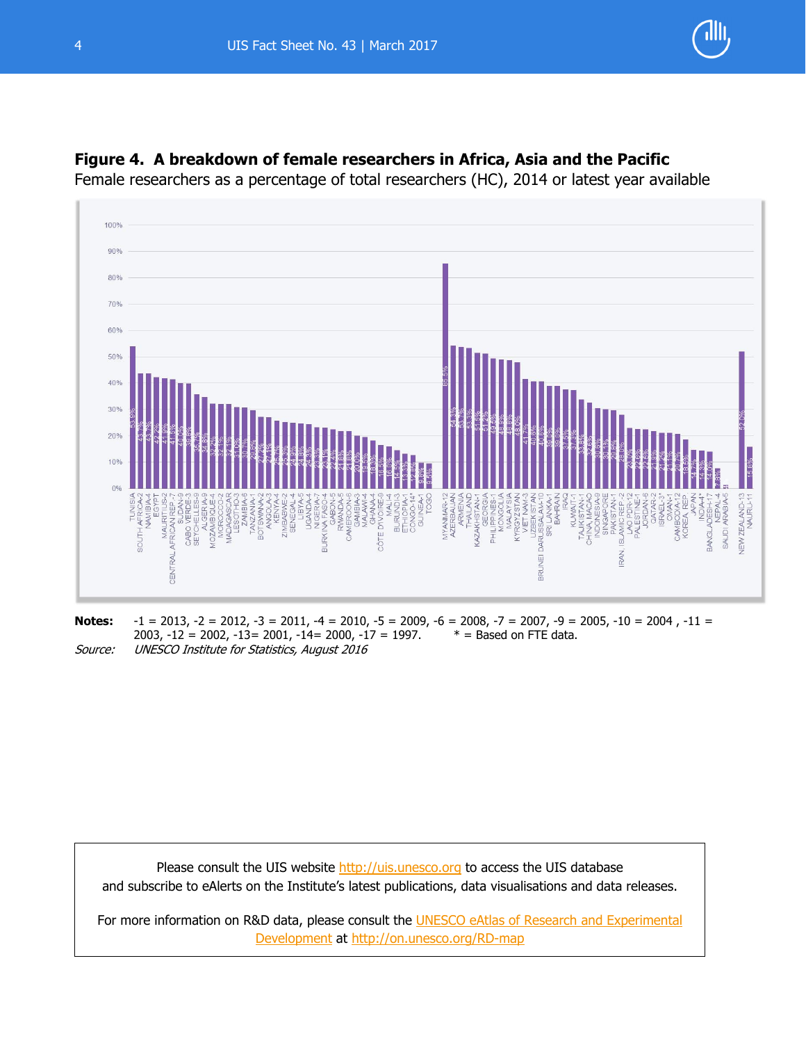**Figure 4. A breakdown of female researchers in Africa, Asia and the Pacific**

Female researchers as a percentage of total researchers (HC), 2014 or latest year available

100%
90%
80%
70%
60%
50%
40%
30%
20%
10%
0%

TUNISIA, SOUTH AFRICA-2, NAMIBIA-4, EGYPT, MAURITIUS-2, CENTRAL AFRICAN REP.-7, SUDAN-9, CABO VERDE-3, SEYCHELLES-9, ALGERIA-9, MOZAMBIQUE-4, MOROCCO-2, MADAGASCAR, LESOTHO-3, ZAMBIA-6, TANZANIA-1, BOTSWANA-2, ANGOLA-3, KENYA-4, ZIMBABWE-2, SENEGAL-4, LIBYA-5, UGANDA-4, NIGERIA-7, BURKINA FASO-4, GABON-5, RWANDA-5, CAMEROON-6, GAMBIA-3, MALAWI-4, GHANA-4, CÔTE D'IVOIRE-9, MALI-4, BURUNDI-3, ETHIOPIA-1, CONGO-14*, GUINEA-1, TOGO

MYANMAR-12, AZERBAIJAN, ARMENIA, THAILAND, KAZAKHSTAN-1, GEORGIA, PHILIPPINES-1, MONGOLIA, MALAYSIA, KYRGYZSTAN, VIET NAM-3, UZBEKISTAN, BRUNEI DARUSSALAM-10, SRI LANKA-1, BAHRAIN, IRAQ, KUWAIT-1, TAJIKISTAN-1, CHINA, MACAO, INDONESIA-9, SINGAPORE, PAKISTAN-1, IRAN, ISLAMIC REP.-2, LAO PDR-12, PALESTINE-1, JORDAN-6, QATAR-2, ISRAEL-3*, OMAN-1, CAMBODIA-12, KOREA, REP., JAPAN, INDIA-4*, BANGLADESH-17, NEPAL-4, SAUDI ARABIA-5

NEW ZEALAND-13, NAURU-11

**Notes:** -1 = 2013, -2 = 2012, -3 = 2011, -4 = 2010, -5 = 2009, -6 = 2008, -7 = 2007, -9 = 2005, -10 = 2004 , -11 = 2003, -12 = 2002, -13= 2001, -14= 2000, -17 = 1997. * = Based on FTE data.

*Source: UNESCO Institute for Statistics, August 2016*

Please consult the UIS website http://uis.unesco.org to access the UIS database and subscribe to eAlerts on the Institute's latest publications, data visualisations and data releases.

For more information on R&D data, please consult the UNESCO eAtlas of Research and Experimental Development at http://on.unesco.org/RD-map